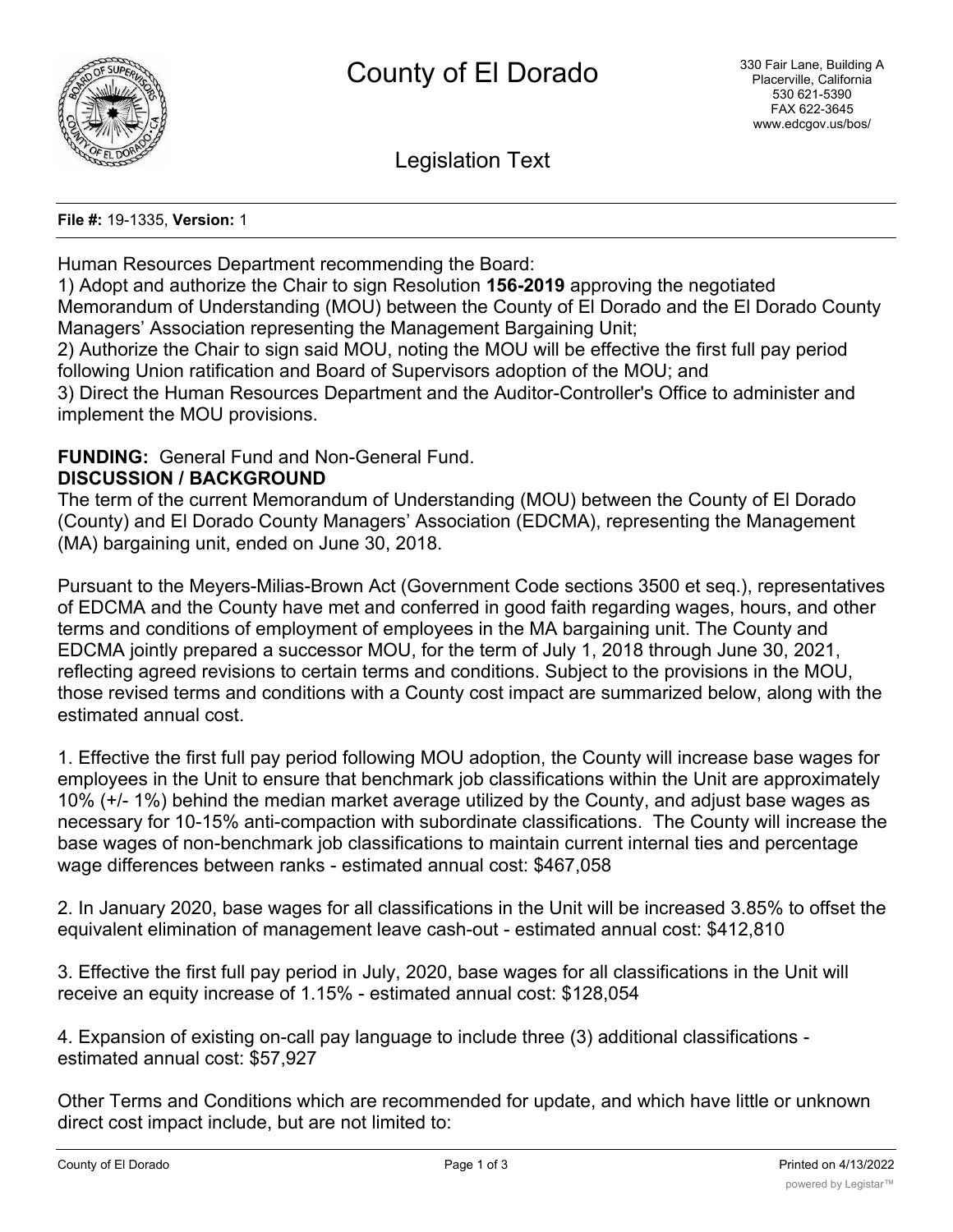# County of El Dorado

330 Fair Lane, Building A
Placerville, California
530 621-5390
FAX 622-3645
www.edcgov.us/bos/

## Legislation Text

**File #:** 19-1335, **Version:** 1

Human Resources Department recommending the Board:
1) Adopt and authorize the Chair to sign Resolution **156-2019** approving the negotiated Memorandum of Understanding (MOU) between the County of El Dorado and the El Dorado County Managers' Association representing the Management Bargaining Unit;
2) Authorize the Chair to sign said MOU, noting the MOU will be effective the first full pay period following Union ratification and Board of Supervisors adoption of the MOU; and
3) Direct the Human Resources Department and the Auditor-Controller's Office to administer and implement the MOU provisions.

**FUNDING:** General Fund and Non-General Fund.

**DISCUSSION / BACKGROUND**

The term of the current Memorandum of Understanding (MOU) between the County of El Dorado (County) and El Dorado County Managers' Association (EDCMA), representing the Management (MA) bargaining unit, ended on June 30, 2018.

Pursuant to the Meyers-Milias-Brown Act (Government Code sections 3500 et seq.), representatives of EDCMA and the County have met and conferred in good faith regarding wages, hours, and other terms and conditions of employment of employees in the MA bargaining unit. The County and EDCMA jointly prepared a successor MOU, for the term of July 1, 2018 through June 30, 2021, reflecting agreed revisions to certain terms and conditions. Subject to the provisions in the MOU, those revised terms and conditions with a County cost impact are summarized below, along with the estimated annual cost.

1. Effective the first full pay period following MOU adoption, the County will increase base wages for employees in the Unit to ensure that benchmark job classifications within the Unit are approximately 10% (+/- 1%) behind the median market average utilized by the County, and adjust base wages as necessary for 10-15% anti-compaction with subordinate classifications. The County will increase the base wages of non-benchmark job classifications to maintain current internal ties and percentage wage differences between ranks - estimated annual cost: $467,058

2. In January 2020, base wages for all classifications in the Unit will be increased 3.85% to offset the equivalent elimination of management leave cash-out - estimated annual cost: $412,810

3. Effective the first full pay period in July, 2020, base wages for all classifications in the Unit will receive an equity increase of 1.15% - estimated annual cost: $128,054

4. Expansion of existing on-call pay language to include three (3) additional classifications - estimated annual cost: $57,927

Other Terms and Conditions which are recommended for update, and which have little or unknown direct cost impact include, but are not limited to: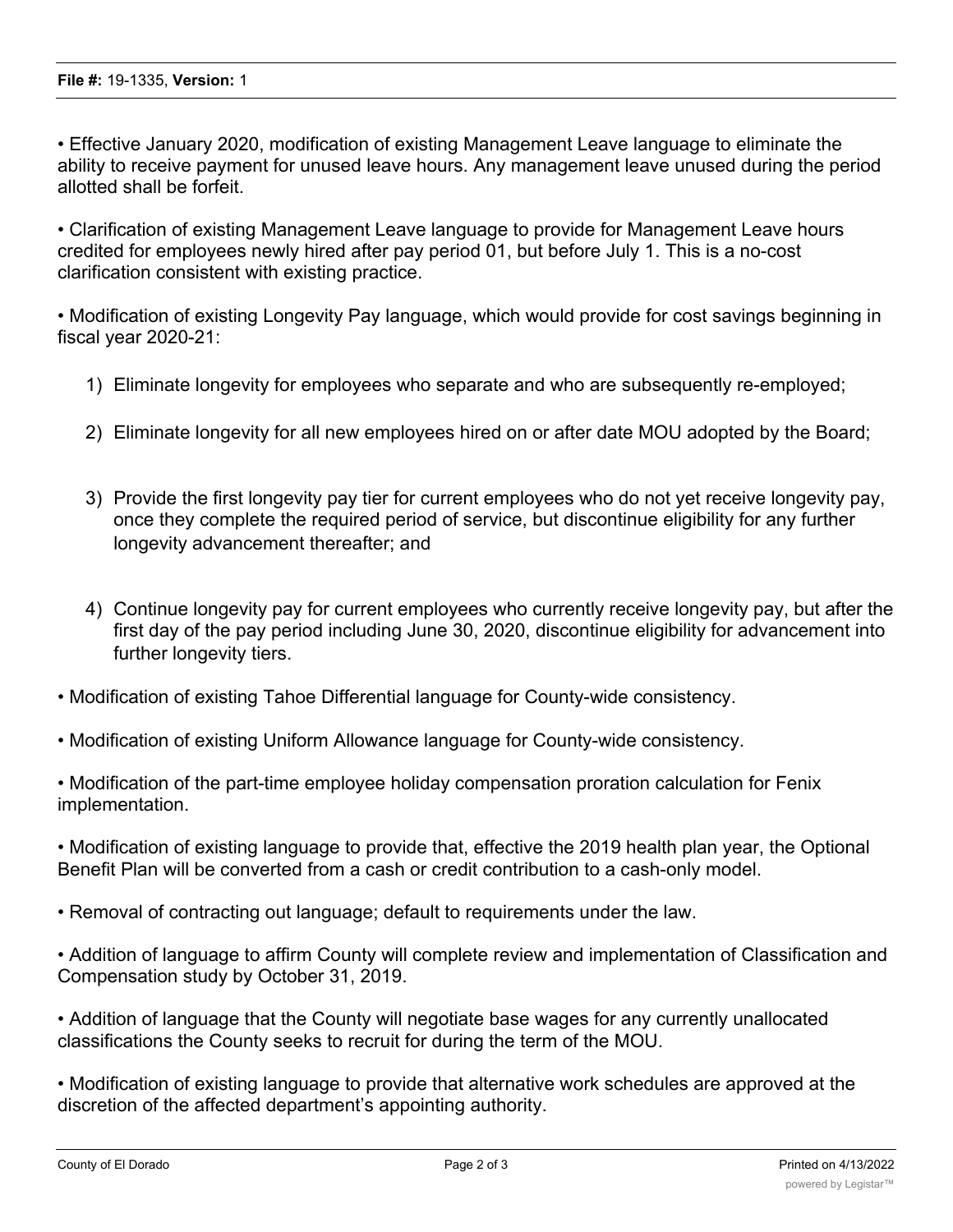- Effective January 2020, modification of existing Management Leave language to eliminate the ability to receive payment for unused leave hours. Any management leave unused during the period allotted shall be forfeit.

- Clarification of existing Management Leave language to provide for Management Leave hours credited for employees newly hired after pay period 01, but before July 1. This is a no-cost clarification consistent with existing practice.

- Modification of existing Longevity Pay language, which would provide for cost savings beginning in fiscal year 2020-21:

  1) Eliminate longevity for employees who separate and who are subsequently re-employed;

  2) Eliminate longevity for all new employees hired on or after date MOU adopted by the Board;

  3) Provide the first longevity pay tier for current employees who do not yet receive longevity pay, once they complete the required period of service, but discontinue eligibility for any further longevity advancement thereafter; and

  4) Continue longevity pay for current employees who currently receive longevity pay, but after the first day of the pay period including June 30, 2020, discontinue eligibility for advancement into further longevity tiers.

- Modification of existing Tahoe Differential language for County-wide consistency.

- Modification of existing Uniform Allowance language for County-wide consistency.

- Modification of the part-time employee holiday compensation proration calculation for Fenix implementation.

- Modification of existing language to provide that, effective the 2019 health plan year, the Optional Benefit Plan will be converted from a cash or credit contribution to a cash-only model.

- Removal of contracting out language; default to requirements under the law.

- Addition of language to affirm County will complete review and implementation of Classification and Compensation study by October 31, 2019.

- Addition of language that the County will negotiate base wages for any currently unallocated classifications the County seeks to recruit for during the term of the MOU.

- Modification of existing language to provide that alternative work schedules are approved at the discretion of the affected department's appointing authority.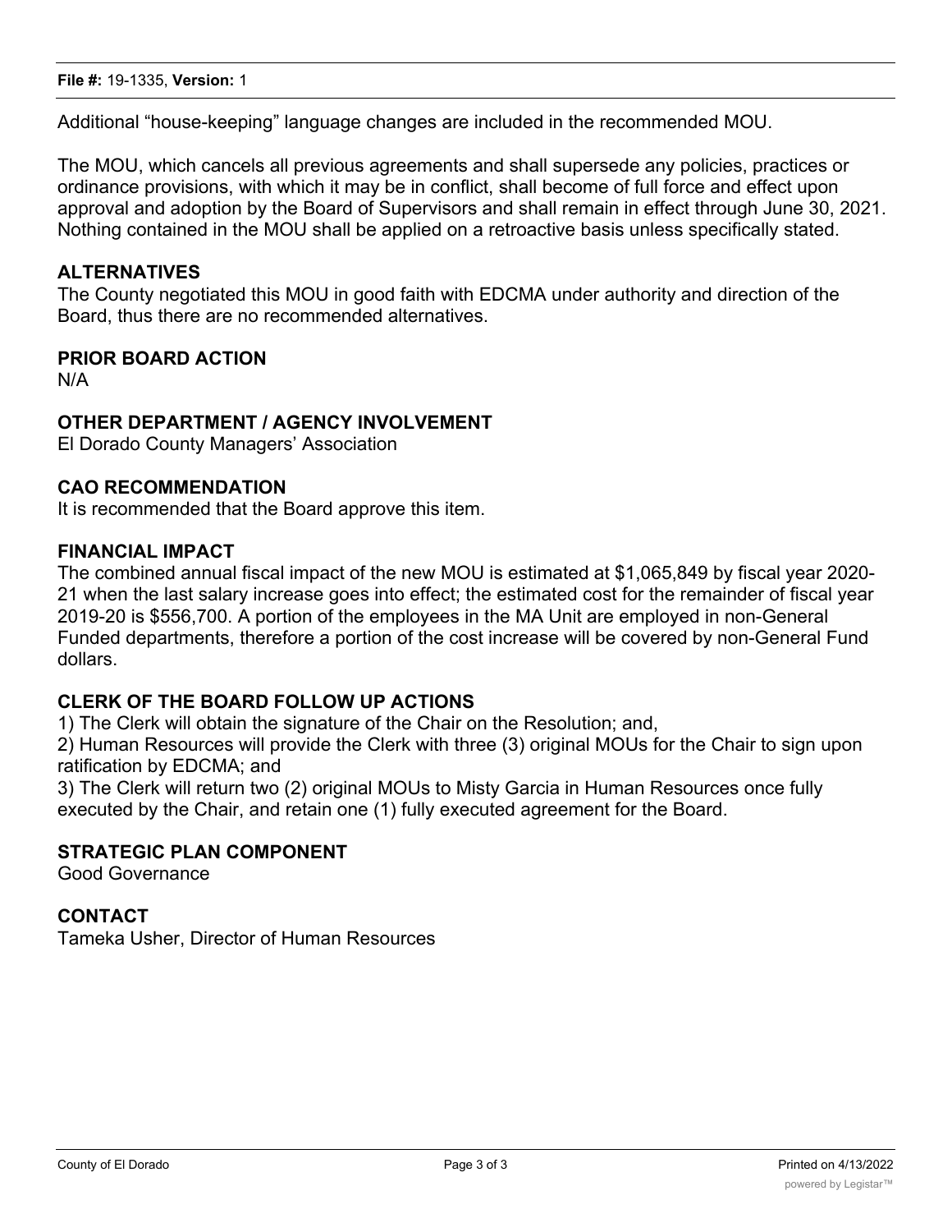Additional "house-keeping" language changes are included in the recommended MOU.

The MOU, which cancels all previous agreements and shall supersede any policies, practices or ordinance provisions, with which it may be in conflict, shall become of full force and effect upon approval and adoption by the Board of Supervisors and shall remain in effect through June 30, 2021. Nothing contained in the MOU shall be applied on a retroactive basis unless specifically stated.

## ALTERNATIVES

The County negotiated this MOU in good faith with EDCMA under authority and direction of the Board, thus there are no recommended alternatives.

## PRIOR BOARD ACTION

N/A

## OTHER DEPARTMENT / AGENCY INVOLVEMENT

El Dorado County Managers' Association

## CAO RECOMMENDATION

It is recommended that the Board approve this item.

## FINANCIAL IMPACT

The combined annual fiscal impact of the new MOU is estimated at $1,065,849 by fiscal year 2020-21 when the last salary increase goes into effect; the estimated cost for the remainder of fiscal year 2019-20 is $556,700. A portion of the employees in the MA Unit are employed in non-General Funded departments, therefore a portion of the cost increase will be covered by non-General Fund dollars.

## CLERK OF THE BOARD FOLLOW UP ACTIONS

1) The Clerk will obtain the signature of the Chair on the Resolution; and,
2) Human Resources will provide the Clerk with three (3) original MOUs for the Chair to sign upon ratification by EDCMA; and
3) The Clerk will return two (2) original MOUs to Misty Garcia in Human Resources once fully executed by the Chair, and retain one (1) fully executed agreement for the Board.

## STRATEGIC PLAN COMPONENT

Good Governance

## CONTACT

Tameka Usher, Director of Human Resources